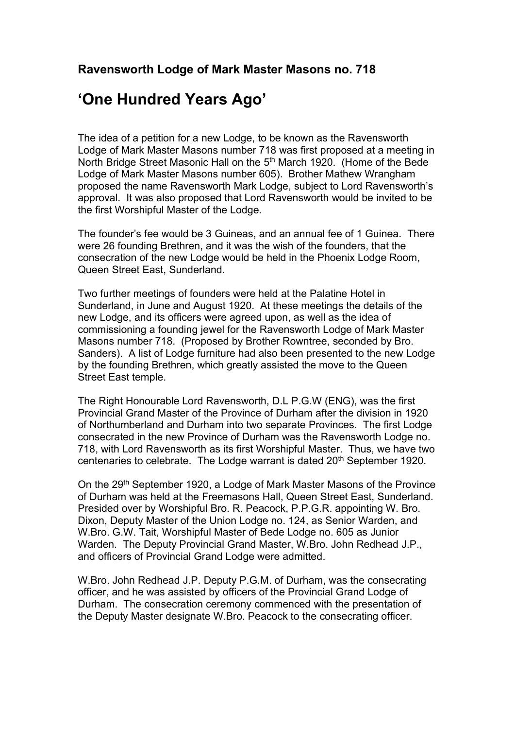### Ravensworth Lodge of Mark Master Masons no. 718

# 'One Hundred Years Ago'

The idea of a petition for a new Lodge, to be known as the Ravensworth Lodge of Mark Master Masons number 718 was first proposed at a meeting in North Bridge Street Masonic Hall on the 5th March 1920. (Home of the Bede Lodge of Mark Master Masons number 605). Brother Mathew Wrangham proposed the name Ravensworth Mark Lodge, subject to Lord Ravensworth's approval. It was also proposed that Lord Ravensworth would be invited to be the first Worshipful Master of the Lodge.

The founder's fee would be 3 Guineas, and an annual fee of 1 Guinea. There were 26 founding Brethren, and it was the wish of the founders, that the consecration of the new Lodge would be held in the Phoenix Lodge Room, Queen Street East, Sunderland.

Two further meetings of founders were held at the Palatine Hotel in Sunderland, in June and August 1920. At these meetings the details of the new Lodge, and its officers were agreed upon, as well as the idea of commissioning a founding jewel for the Ravensworth Lodge of Mark Master Masons number 718. (Proposed by Brother Rowntree, seconded by Bro. Sanders). A list of Lodge furniture had also been presented to the new Lodge by the founding Brethren, which greatly assisted the move to the Queen Street East temple.

The Right Honourable Lord Ravensworth, D.L P.G.W (ENG), was the first Provincial Grand Master of the Province of Durham after the division in 1920 of Northumberland and Durham into two separate Provinces. The first Lodge consecrated in the new Province of Durham was the Ravensworth Lodge no. 718, with Lord Ravensworth as its first Worshipful Master. Thus, we have two centenaries to celebrate. The Lodge warrant is dated 20th September 1920.

On the 29th September 1920, a Lodge of Mark Master Masons of the Province of Durham was held at the Freemasons Hall, Queen Street East, Sunderland. Presided over by Worshipful Bro. R. Peacock, P.P.G.R. appointing W. Bro. Dixon, Deputy Master of the Union Lodge no. 124, as Senior Warden, and W.Bro. G.W. Tait, Worshipful Master of Bede Lodge no. 605 as Junior Warden. The Deputy Provincial Grand Master, W.Bro. John Redhead J.P., and officers of Provincial Grand Lodge were admitted.

W.Bro. John Redhead J.P. Deputy P.G.M. of Durham, was the consecrating officer, and he was assisted by officers of the Provincial Grand Lodge of Durham. The consecration ceremony commenced with the presentation of the Deputy Master designate W.Bro. Peacock to the consecrating officer.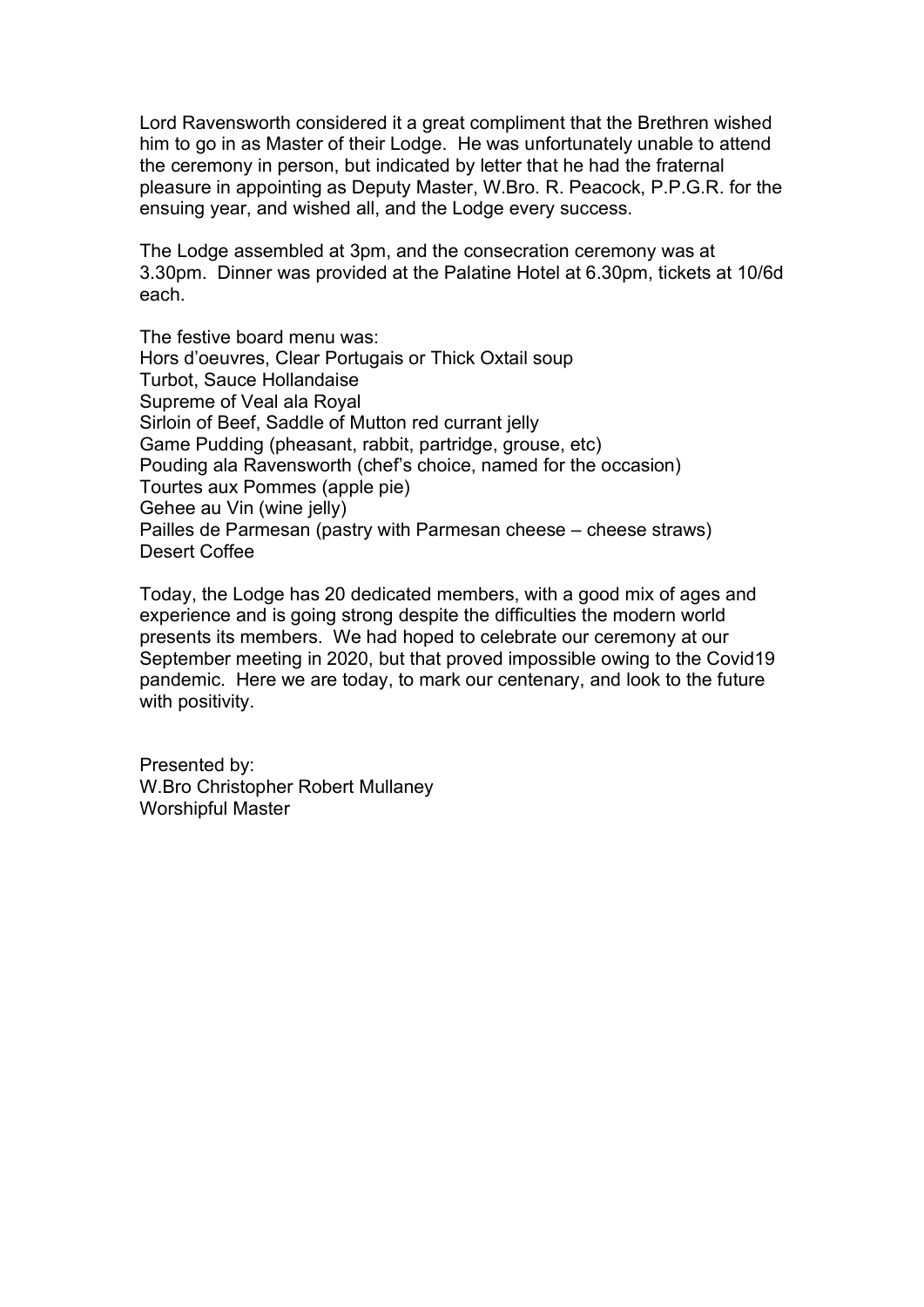Lord Ravensworth considered it a great compliment that the Brethren wished him to go in as Master of their Lodge. He was unfortunately unable to attend the ceremony in person, but indicated by letter that he had the fraternal pleasure in appointing as Deputy Master, W.Bro. R. Peacock, P.P.G.R. for the ensuing year, and wished all, and the Lodge every success.

The Lodge assembled at 3pm, and the consecration ceremony was at 3.30pm. Dinner was provided at the Palatine Hotel at 6.30pm, tickets at 10/6d each.

The festive board menu was:
Hors d'oeuvres, Clear Portugais or Thick Oxtail soup
Turbot, Sauce Hollandaise
Supreme of Veal ala Royal
Sirloin of Beef, Saddle of Mutton red currant jelly
Game Pudding (pheasant, rabbit, partridge, grouse, etc)
Pouding ala Ravensworth (chef's choice, named for the occasion)
Tourtes aux Pommes (apple pie)
Gehee au Vin (wine jelly)
Pailles de Parmesan (pastry with Parmesan cheese – cheese straws)
Desert Coffee

Today, the Lodge has 20 dedicated members, with a good mix of ages and experience and is going strong despite the difficulties the modern world presents its members. We had hoped to celebrate our ceremony at our September meeting in 2020, but that proved impossible owing to the Covid19 pandemic. Here we are today, to mark our centenary, and look to the future with positivity.

Presented by:
W.Bro Christopher Robert Mullaney
Worshipful Master